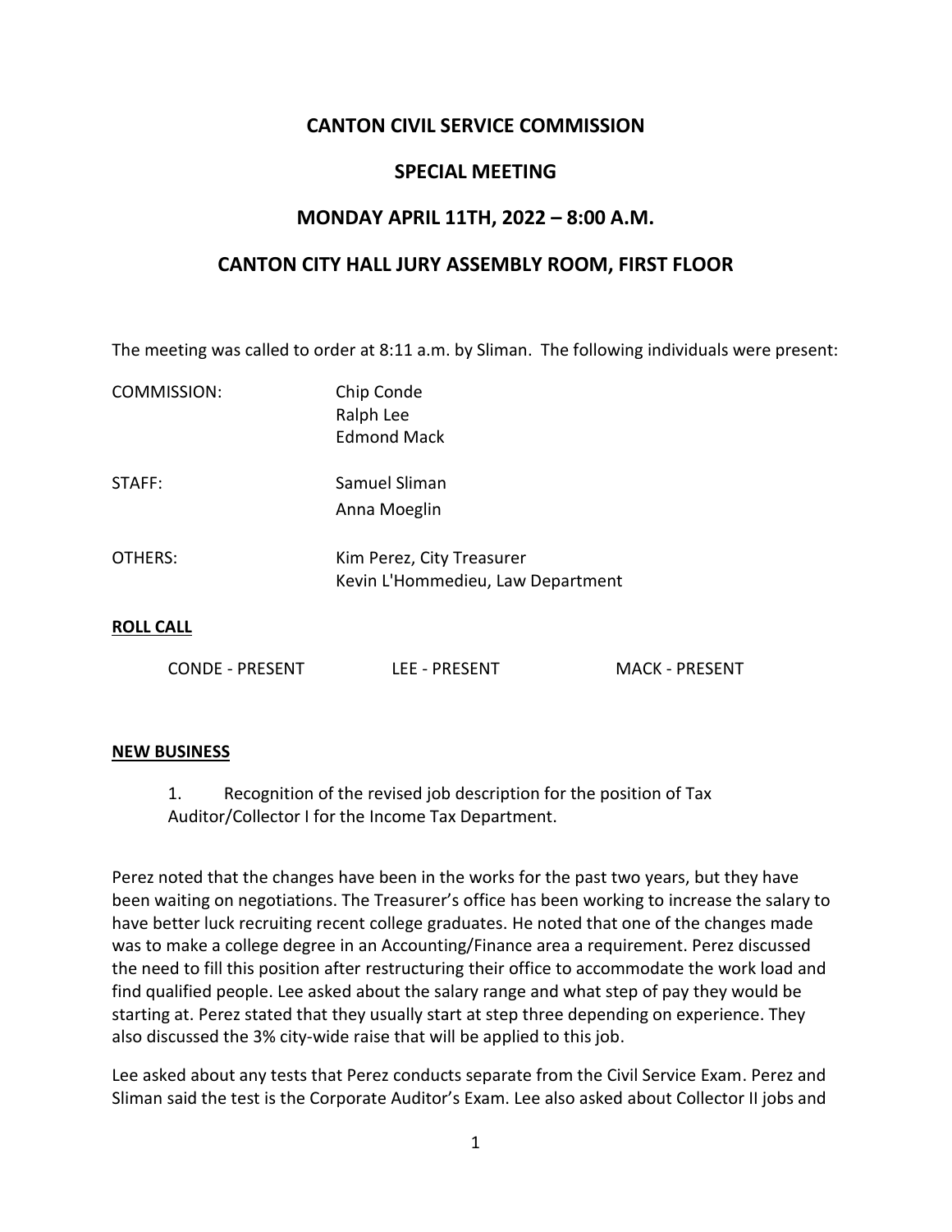# CANTON CIVIL SERVICE COMMISSION

## SPECIAL MEETING

## MONDAY APRIL 11TH, 2022 – 8:00 A.M.

## CANTON CITY HALL JURY ASSEMBLY ROOM, FIRST FLOOR

The meeting was called to order at 8:11 a.m. by Sliman. The following individuals were present:

| | |
|---|---|
| COMMISSION: | Chip Conde<br>Ralph Lee<br>Edmond Mack |
| STAFF: | Samuel Sliman<br>Anna Moeglin |
| OTHERS: | Kim Perez, City Treasurer<br>Kevin L'Hommedieu, Law Department |

**ROLL CALL**

CONDE - PRESENT  LEE - PRESENT  MACK - PRESENT

**NEW BUSINESS**

1. Recognition of the revised job description for the position of Tax Auditor/Collector I for the Income Tax Department.

Perez noted that the changes have been in the works for the past two years, but they have been waiting on negotiations. The Treasurer's office has been working to increase the salary to have better luck recruiting recent college graduates. He noted that one of the changes made was to make a college degree in an Accounting/Finance area a requirement. Perez discussed the need to fill this position after restructuring their office to accommodate the work load and find qualified people. Lee asked about the salary range and what step of pay they would be starting at. Perez stated that they usually start at step three depending on experience. They also discussed the 3% city-wide raise that will be applied to this job.

Lee asked about any tests that Perez conducts separate from the Civil Service Exam. Perez and Sliman said the test is the Corporate Auditor's Exam. Lee also asked about Collector II jobs and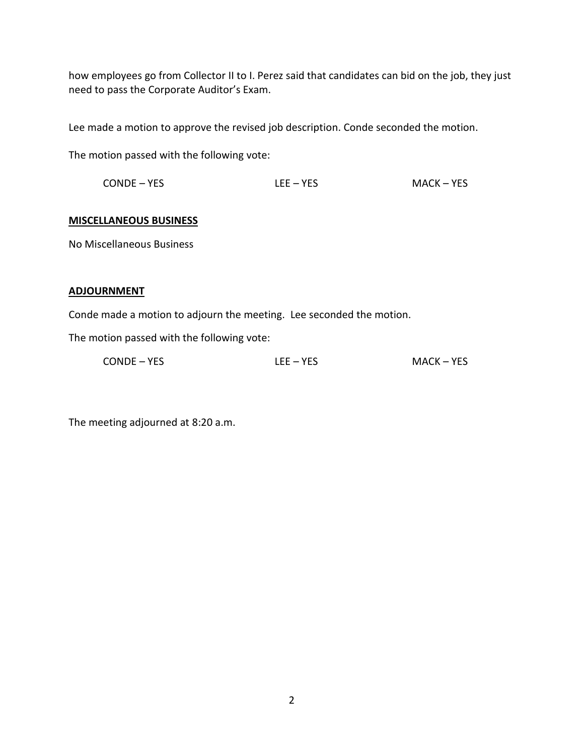how employees go from Collector II to I. Perez said that candidates can bid on the job, they just need to pass the Corporate Auditor's Exam.

Lee made a motion to approve the revised job description. Conde seconded the motion.

The motion passed with the following vote:

| | | |
|---|---|---|
| CONDE – YES | LEE – YES | MACK – YES |

## **MISCELLANEOUS BUSINESS**

No Miscellaneous Business

## **ADJOURNMENT**

Conde made a motion to adjourn the meeting. Lee seconded the motion.

The motion passed with the following vote:

| | | |
|---|---|---|
| CONDE – YES | LEE – YES | MACK – YES |

The meeting adjourned at 8:20 a.m.